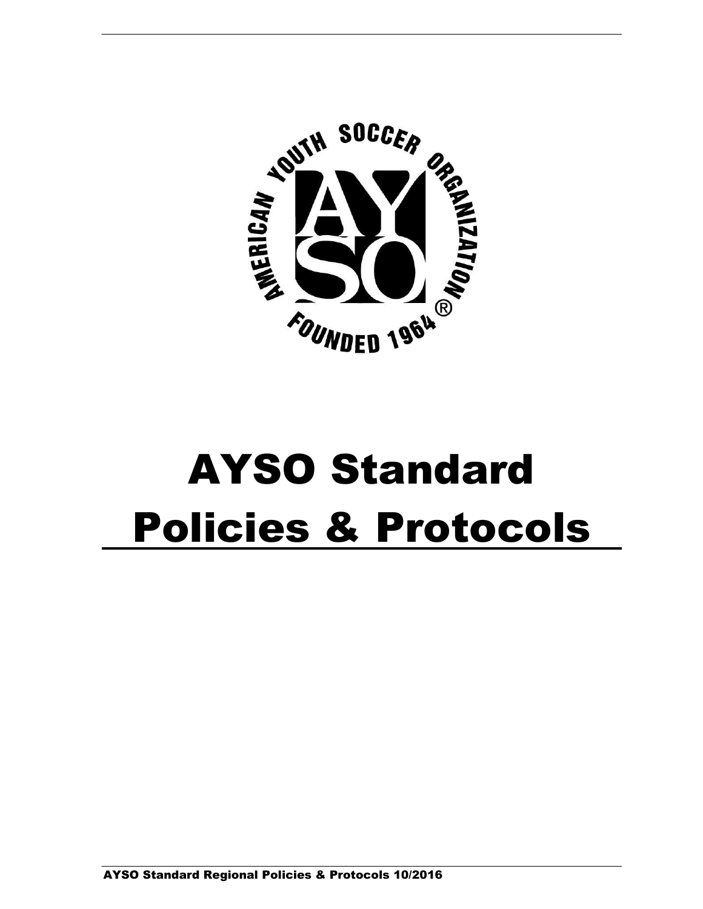# AYSO Standard Policies & Protocols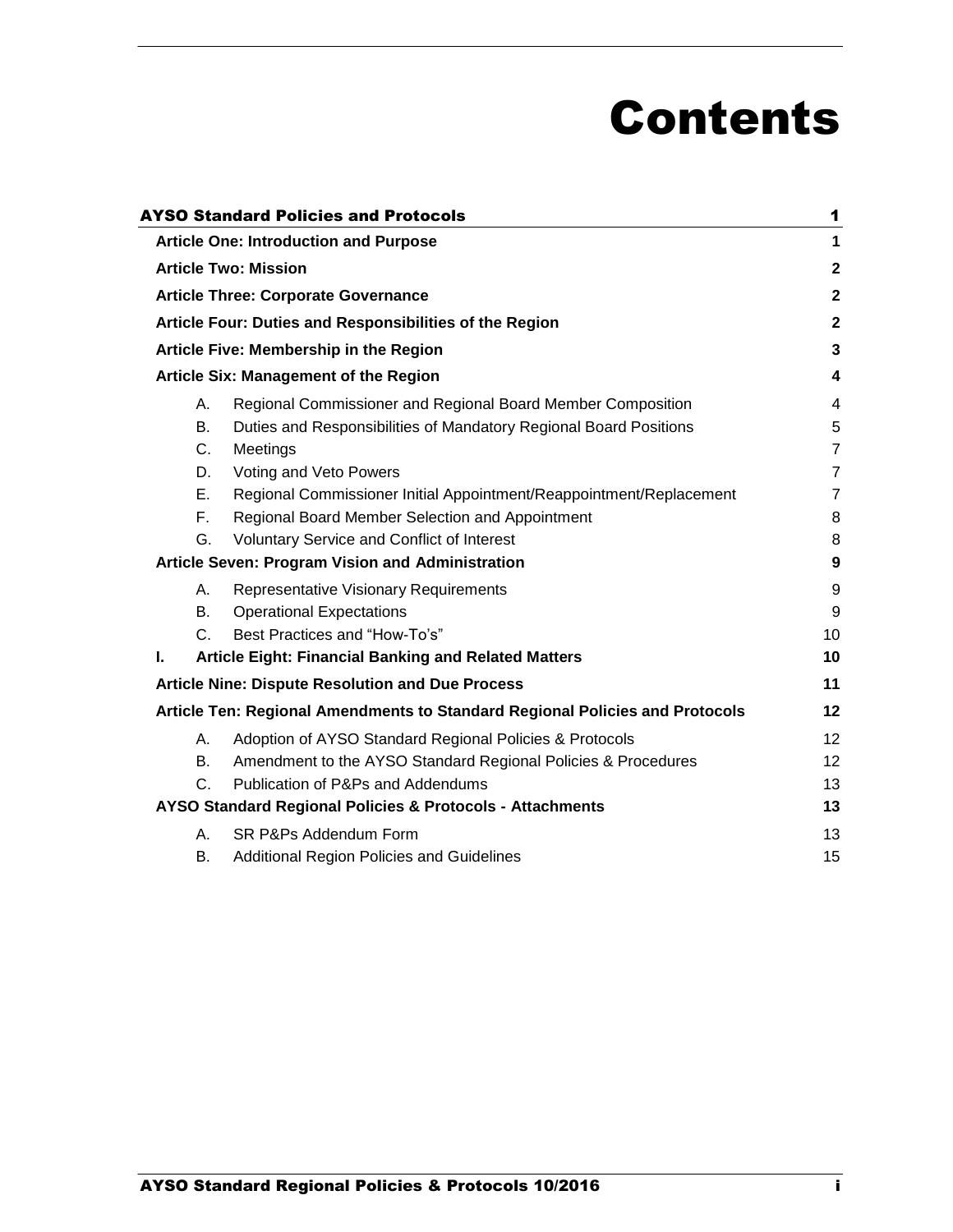# Contents

**AYSO Standard Policies and Protocols** 1

**Article One: Introduction and Purpose** 1

**Article Two: Mission** 2

**Article Three: Corporate Governance** 2

**Article Four: Duties and Responsibilities of the Region** 2

**Article Five: Membership in the Region** 3

**Article Six: Management of the Region** 4

- A. Regional Commissioner and Regional Board Member Composition 4
- B. Duties and Responsibilities of Mandatory Regional Board Positions 5
- C. Meetings 7
- D. Voting and Veto Powers 7
- E. Regional Commissioner Initial Appointment/Reappointment/Replacement 7
- F. Regional Board Member Selection and Appointment 8
- G. Voluntary Service and Conflict of Interest 8

**Article Seven: Program Vision and Administration** 9

- A. Representative Visionary Requirements 9
- B. Operational Expectations 9
- C. Best Practices and "How-To's" 10

**I. Article Eight: Financial Banking and Related Matters** 10

**Article Nine: Dispute Resolution and Due Process** 11

**Article Ten: Regional Amendments to Standard Regional Policies and Protocols** 12

- A. Adoption of AYSO Standard Regional Policies & Protocols 12
- B. Amendment to the AYSO Standard Regional Policies & Procedures 12
- C. Publication of P&Ps and Addendums 13

**AYSO Standard Regional Policies & Protocols - Attachments** 13

- A. SR P&Ps Addendum Form 13
- B. Additional Region Policies and Guidelines 15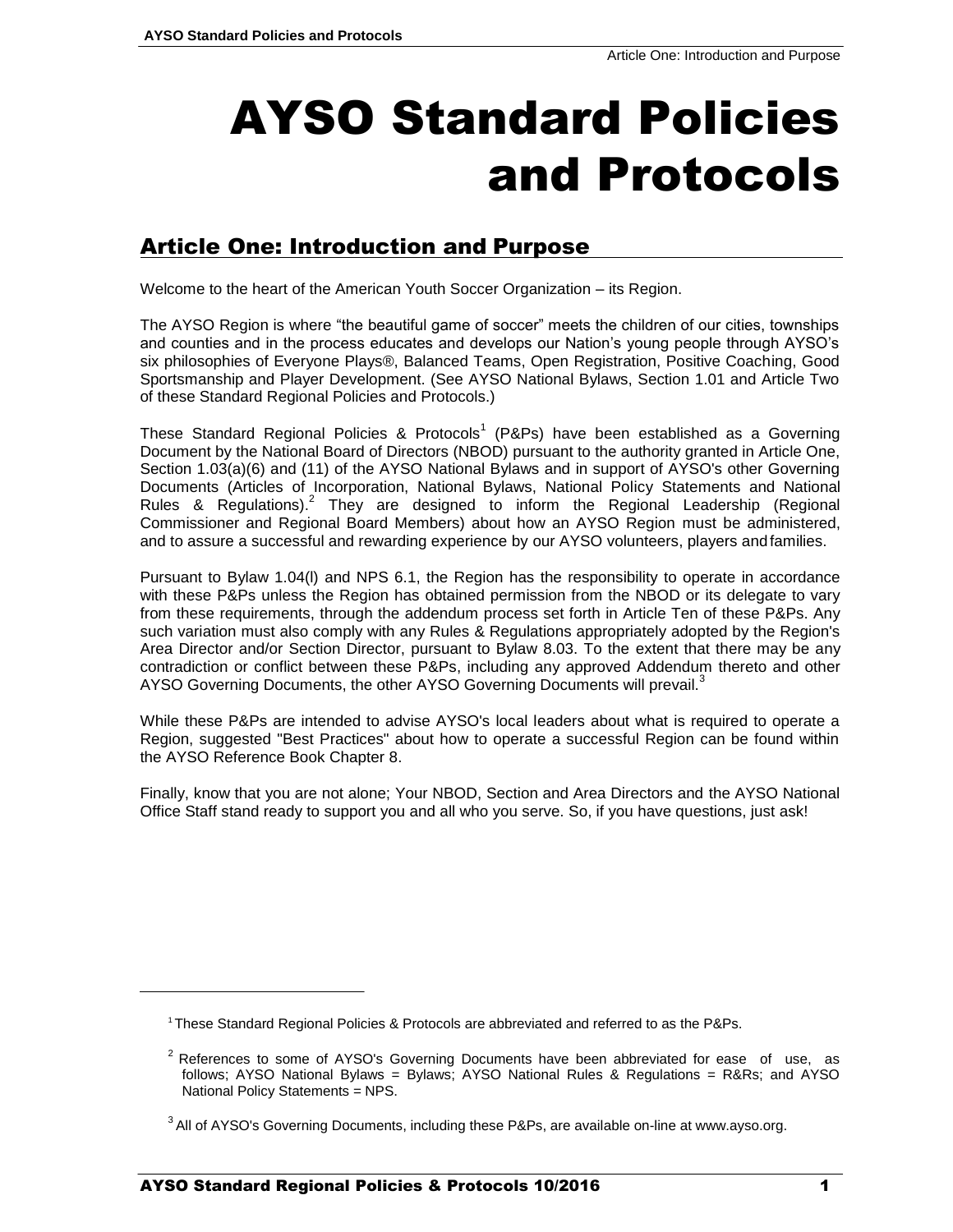# AYSO Standard Policies and Protocols

## Article One: Introduction and Purpose

Welcome to the heart of the American Youth Soccer Organization – its Region.

The AYSO Region is where "the beautiful game of soccer" meets the children of our cities, townships and counties and in the process educates and develops our Nation's young people through AYSO's six philosophies of Everyone Plays®, Balanced Teams, Open Registration, Positive Coaching, Good Sportsmanship and Player Development. (See AYSO National Bylaws, Section 1.01 and Article Two of these Standard Regional Policies and Protocols.)

These Standard Regional Policies & Protocols[1] (P&Ps) have been established as a Governing Document by the National Board of Directors (NBOD) pursuant to the authority granted in Article One, Section 1.03(a)(6) and (11) of the AYSO National Bylaws and in support of AYSO's other Governing Documents (Articles of Incorporation, National Bylaws, National Policy Statements and National Rules & Regulations).[2] They are designed to inform the Regional Leadership (Regional Commissioner and Regional Board Members) about how an AYSO Region must be administered, and to assure a successful and rewarding experience by our AYSO volunteers, players and families.

Pursuant to Bylaw 1.04(l) and NPS 6.1, the Region has the responsibility to operate in accordance with these P&Ps unless the Region has obtained permission from the NBOD or its delegate to vary from these requirements, through the addendum process set forth in Article Ten of these P&Ps. Any such variation must also comply with any Rules & Regulations appropriately adopted by the Region's Area Director and/or Section Director, pursuant to Bylaw 8.03. To the extent that there may be any contradiction or conflict between these P&Ps, including any approved Addendum thereto and other AYSO Governing Documents, the other AYSO Governing Documents will prevail.[3]

While these P&Ps are intended to advise AYSO's local leaders about what is required to operate a Region, suggested "Best Practices" about how to operate a successful Region can be found within the AYSO Reference Book Chapter 8.

Finally, know that you are not alone; Your NBOD, Section and Area Directors and the AYSO National Office Staff stand ready to support you and all who you serve. So, if you have questions, just ask!

---

[1] These Standard Regional Policies & Protocols are abbreviated and referred to as the P&Ps.

[2] References to some of AYSO's Governing Documents have been abbreviated for ease of use, as follows; AYSO National Bylaws = Bylaws; AYSO National Rules & Regulations = R&Rs; and AYSO National Policy Statements = NPS.

[3] All of AYSO's Governing Documents, including these P&Ps, are available on-line at www.ayso.org.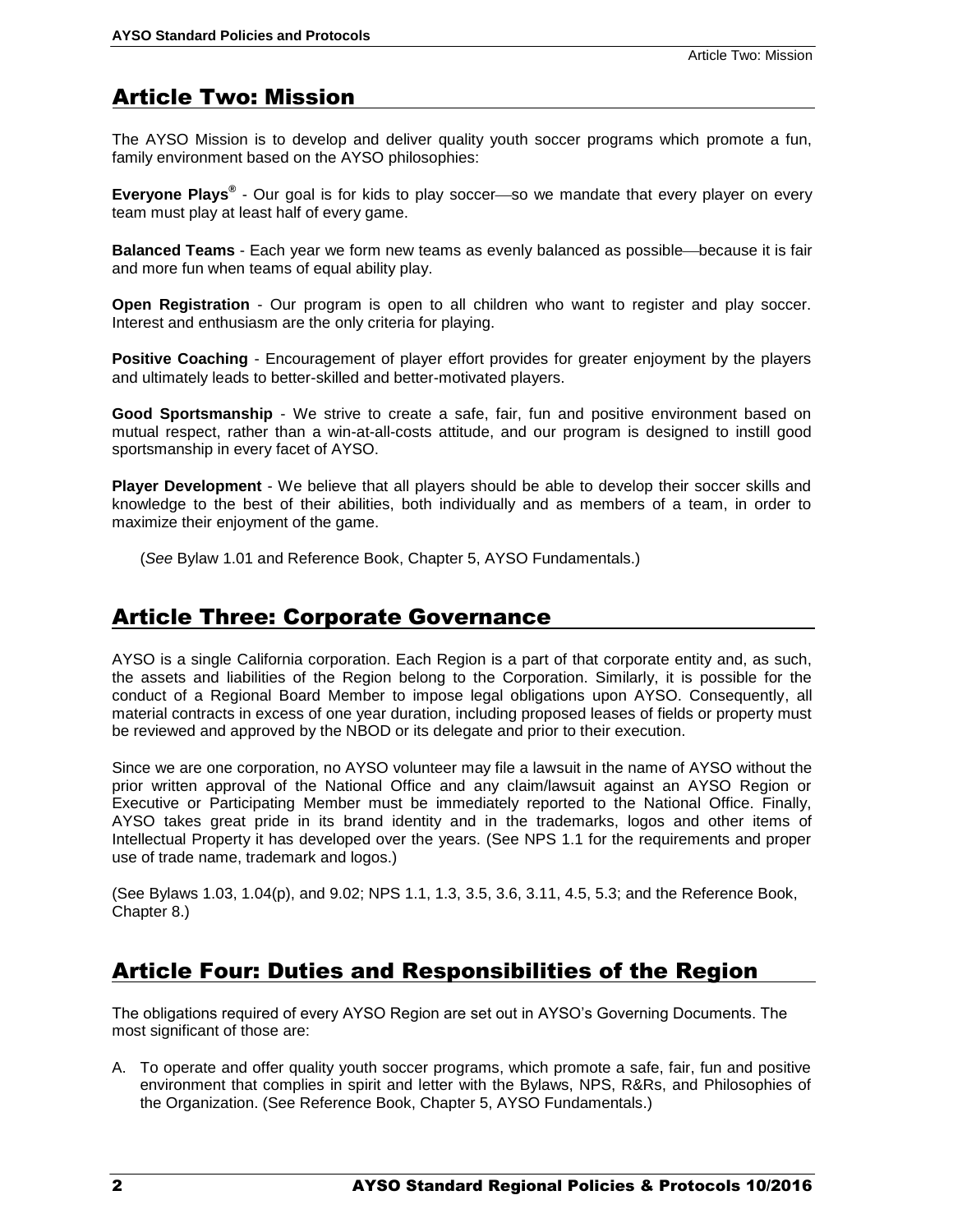## Article Two: Mission

The AYSO Mission is to develop and deliver quality youth soccer programs which promote a fun, family environment based on the AYSO philosophies:

**Everyone Plays®** - Our goal is for kids to play soccer—so we mandate that every player on every team must play at least half of every game.

**Balanced Teams** - Each year we form new teams as evenly balanced as possible—because it is fair and more fun when teams of equal ability play.

**Open Registration** - Our program is open to all children who want to register and play soccer. Interest and enthusiasm are the only criteria for playing.

**Positive Coaching** - Encouragement of player effort provides for greater enjoyment by the players and ultimately leads to better-skilled and better-motivated players.

**Good Sportsmanship** - We strive to create a safe, fair, fun and positive environment based on mutual respect, rather than a win-at-all-costs attitude, and our program is designed to instill good sportsmanship in every facet of AYSO.

**Player Development** - We believe that all players should be able to develop their soccer skills and knowledge to the best of their abilities, both individually and as members of a team, in order to maximize their enjoyment of the game.

(*See* Bylaw 1.01 and Reference Book, Chapter 5, AYSO Fundamentals.)

## Article Three: Corporate Governance

AYSO is a single California corporation. Each Region is a part of that corporate entity and, as such, the assets and liabilities of the Region belong to the Corporation. Similarly, it is possible for the conduct of a Regional Board Member to impose legal obligations upon AYSO. Consequently, all material contracts in excess of one year duration, including proposed leases of fields or property must be reviewed and approved by the NBOD or its delegate and prior to their execution.

Since we are one corporation, no AYSO volunteer may file a lawsuit in the name of AYSO without the prior written approval of the National Office and any claim/lawsuit against an AYSO Region or Executive or Participating Member must be immediately reported to the National Office. Finally, AYSO takes great pride in its brand identity and in the trademarks, logos and other items of Intellectual Property it has developed over the years. (See NPS 1.1 for the requirements and proper use of trade name, trademark and logos.)

(See Bylaws 1.03, 1.04(p), and 9.02; NPS 1.1, 1.3, 3.5, 3.6, 3.11, 4.5, 5.3; and the Reference Book, Chapter 8.)

## Article Four: Duties and Responsibilities of the Region

The obligations required of every AYSO Region are set out in AYSO's Governing Documents. The most significant of those are:

A. To operate and offer quality youth soccer programs, which promote a safe, fair, fun and positive environment that complies in spirit and letter with the Bylaws, NPS, R&Rs, and Philosophies of the Organization. (See Reference Book, Chapter 5, AYSO Fundamentals.)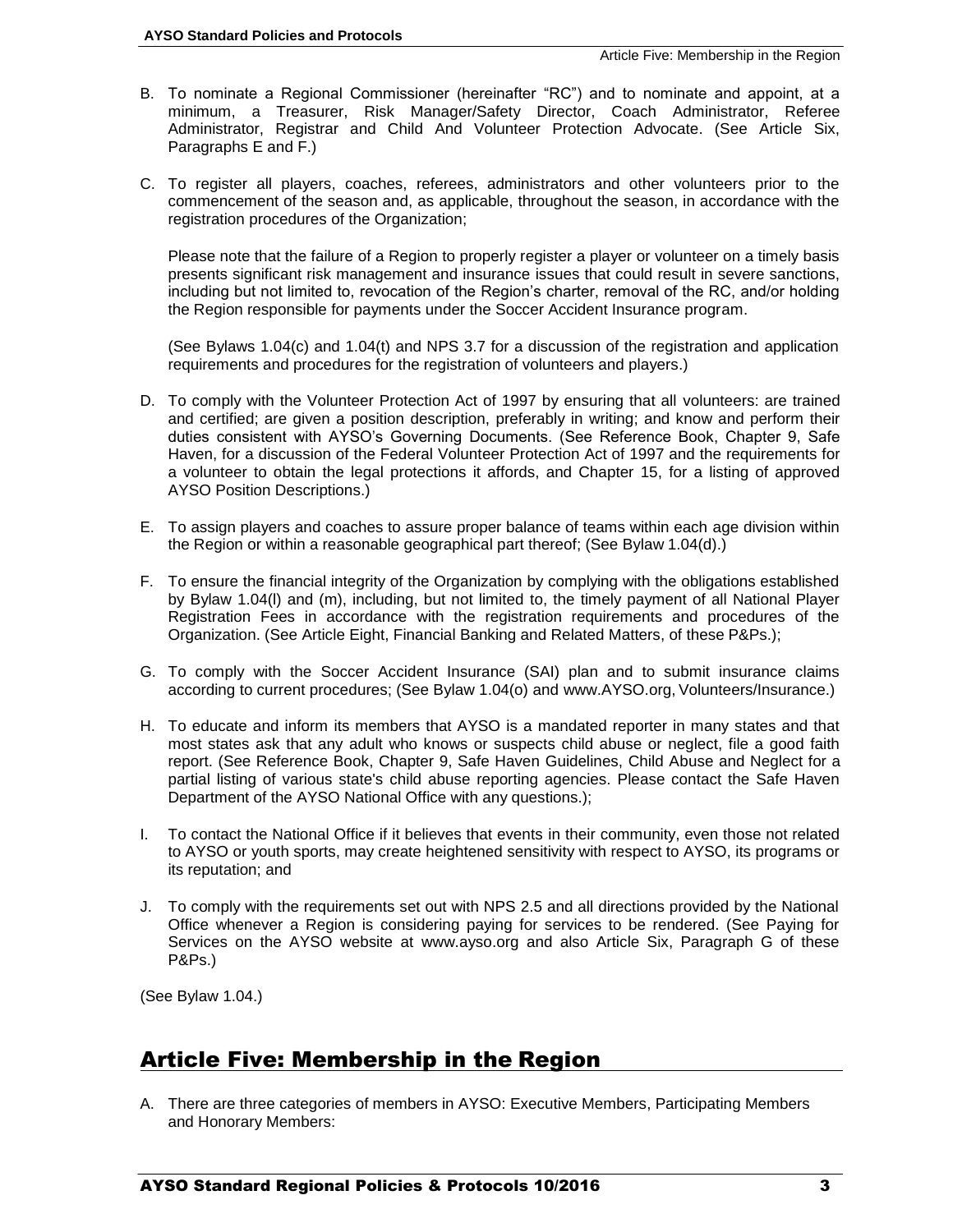B. To nominate a Regional Commissioner (hereinafter "RC") and to nominate and appoint, at a minimum, a Treasurer, Risk Manager/Safety Director, Coach Administrator, Referee Administrator, Registrar and Child And Volunteer Protection Advocate. (See Article Six, Paragraphs E and F.)

C. To register all players, coaches, referees, administrators and other volunteers prior to the commencement of the season and, as applicable, throughout the season, in accordance with the registration procedures of the Organization;

   Please note that the failure of a Region to properly register a player or volunteer on a timely basis presents significant risk management and insurance issues that could result in severe sanctions, including but not limited to, revocation of the Region's charter, removal of the RC, and/or holding the Region responsible for payments under the Soccer Accident Insurance program.

   (See Bylaws 1.04(c) and 1.04(t) and NPS 3.7 for a discussion of the registration and application requirements and procedures for the registration of volunteers and players.)

D. To comply with the Volunteer Protection Act of 1997 by ensuring that all volunteers: are trained and certified; are given a position description, preferably in writing; and know and perform their duties consistent with AYSO's Governing Documents. (See Reference Book, Chapter 9, Safe Haven, for a discussion of the Federal Volunteer Protection Act of 1997 and the requirements for a volunteer to obtain the legal protections it affords, and Chapter 15, for a listing of approved AYSO Position Descriptions.)

E. To assign players and coaches to assure proper balance of teams within each age division within the Region or within a reasonable geographical part thereof; (See Bylaw 1.04(d).)

F. To ensure the financial integrity of the Organization by complying with the obligations established by Bylaw 1.04(l) and (m), including, but not limited to, the timely payment of all National Player Registration Fees in accordance with the registration requirements and procedures of the Organization. (See Article Eight, Financial Banking and Related Matters, of these P&Ps.);

G. To comply with the Soccer Accident Insurance (SAI) plan and to submit insurance claims according to current procedures; (See Bylaw 1.04(o) and www.AYSO.org, Volunteers/Insurance.)

H. To educate and inform its members that AYSO is a mandated reporter in many states and that most states ask that any adult who knows or suspects child abuse or neglect, file a good faith report. (See Reference Book, Chapter 9, Safe Haven Guidelines, Child Abuse and Neglect for a partial listing of various state's child abuse reporting agencies. Please contact the Safe Haven Department of the AYSO National Office with any questions.);

I. To contact the National Office if it believes that events in their community, even those not related to AYSO or youth sports, may create heightened sensitivity with respect to AYSO, its programs or its reputation; and

J. To comply with the requirements set out with NPS 2.5 and all directions provided by the National Office whenever a Region is considering paying for services to be rendered. (See Paying for Services on the AYSO website at www.ayso.org and also Article Six, Paragraph G of these P&Ps.)

(See Bylaw 1.04.)

## Article Five: Membership in the Region

A. There are three categories of members in AYSO: Executive Members, Participating Members and Honorary Members: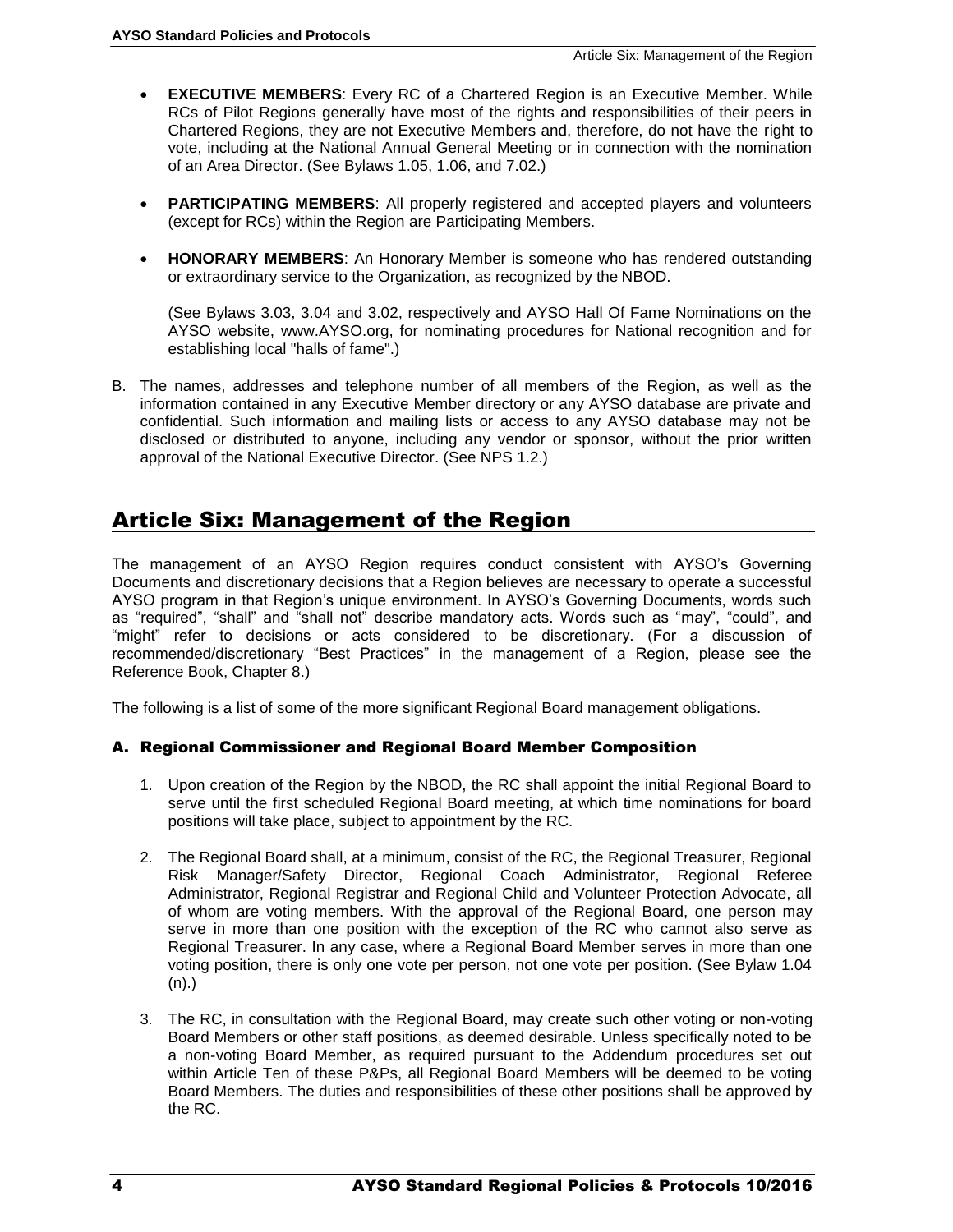- **EXECUTIVE MEMBERS**: Every RC of a Chartered Region is an Executive Member. While RCs of Pilot Regions generally have most of the rights and responsibilities of their peers in Chartered Regions, they are not Executive Members and, therefore, do not have the right to vote, including at the National Annual General Meeting or in connection with the nomination of an Area Director. (See Bylaws 1.05, 1.06, and 7.02.)

- **PARTICIPATING MEMBERS**: All properly registered and accepted players and volunteers (except for RCs) within the Region are Participating Members.

- **HONORARY MEMBERS**: An Honorary Member is someone who has rendered outstanding or extraordinary service to the Organization, as recognized by the NBOD.

  (See Bylaws 3.03, 3.04 and 3.02, respectively and AYSO Hall Of Fame Nominations on the AYSO website, www.AYSO.org, for nominating procedures for National recognition and for establishing local "halls of fame".)

B. The names, addresses and telephone number of all members of the Region, as well as the information contained in any Executive Member directory or any AYSO database are private and confidential. Such information and mailing lists or access to any AYSO database may not be disclosed or distributed to anyone, including any vendor or sponsor, without the prior written approval of the National Executive Director. (See NPS 1.2.)

# Article Six: Management of the Region

The management of an AYSO Region requires conduct consistent with AYSO's Governing Documents and discretionary decisions that a Region believes are necessary to operate a successful AYSO program in that Region's unique environment. In AYSO's Governing Documents, words such as "required", "shall" and "shall not" describe mandatory acts. Words such as "may", "could", and "might" refer to decisions or acts considered to be discretionary. (For a discussion of recommended/discretionary "Best Practices" in the management of a Region, please see the Reference Book, Chapter 8.)

The following is a list of some of the more significant Regional Board management obligations.

### A. Regional Commissioner and Regional Board Member Composition

1. Upon creation of the Region by the NBOD, the RC shall appoint the initial Regional Board to serve until the first scheduled Regional Board meeting, at which time nominations for board positions will take place, subject to appointment by the RC.

2. The Regional Board shall, at a minimum, consist of the RC, the Regional Treasurer, Regional Risk Manager/Safety Director, Regional Coach Administrator, Regional Referee Administrator, Regional Registrar and Regional Child and Volunteer Protection Advocate, all of whom are voting members. With the approval of the Regional Board, one person may serve in more than one position with the exception of the RC who cannot also serve as Regional Treasurer. In any case, where a Regional Board Member serves in more than one voting position, there is only one vote per person, not one vote per position. (See Bylaw 1.04 (n).)

3. The RC, in consultation with the Regional Board, may create such other voting or non-voting Board Members or other staff positions, as deemed desirable. Unless specifically noted to be a non-voting Board Member, as required pursuant to the Addendum procedures set out within Article Ten of these P&Ps, all Regional Board Members will be deemed to be voting Board Members. The duties and responsibilities of these other positions shall be approved by the RC.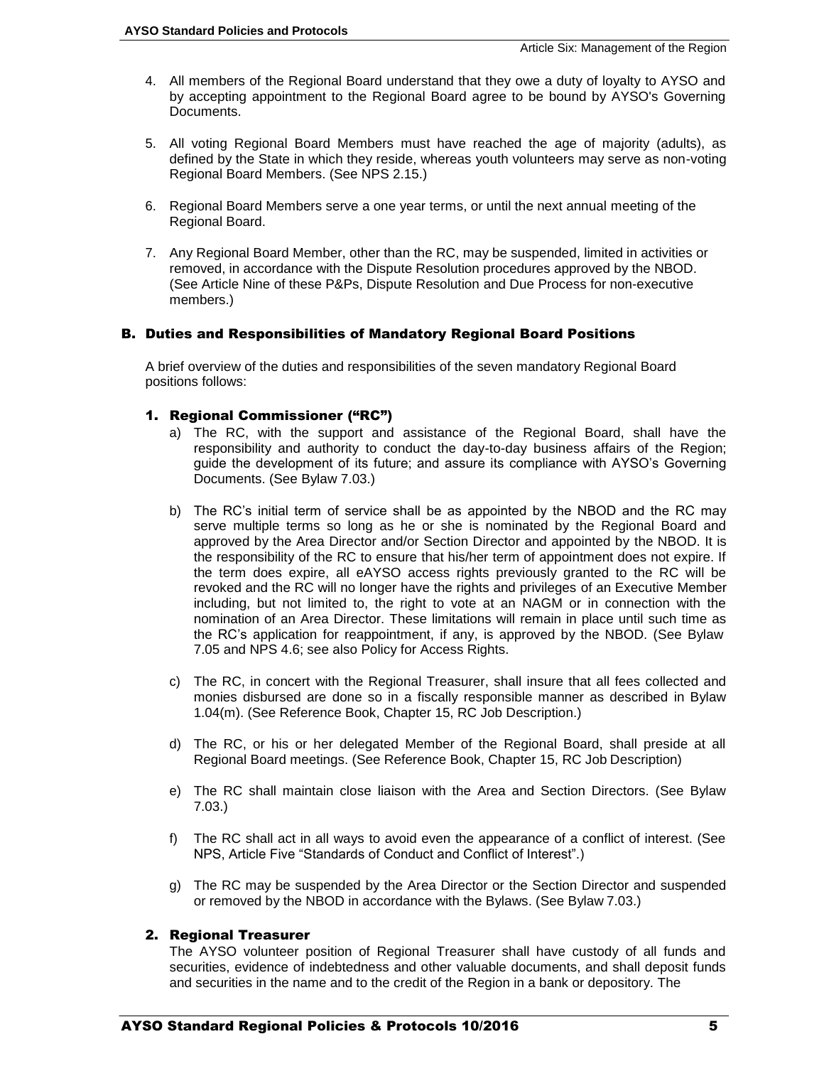4. All members of the Regional Board understand that they owe a duty of loyalty to AYSO and by accepting appointment to the Regional Board agree to be bound by AYSO's Governing Documents.

5. All voting Regional Board Members must have reached the age of majority (adults), as defined by the State in which they reside, whereas youth volunteers may serve as non-voting Regional Board Members. (See NPS 2.15.)

6. Regional Board Members serve a one year terms, or until the next annual meeting of the Regional Board.

7. Any Regional Board Member, other than the RC, may be suspended, limited in activities or removed, in accordance with the Dispute Resolution procedures approved by the NBOD. (See Article Nine of these P&Ps, Dispute Resolution and Due Process for non-executive members.)

## B. Duties and Responsibilities of Mandatory Regional Board Positions

A brief overview of the duties and responsibilities of the seven mandatory Regional Board positions follows:

### 1. Regional Commissioner ("RC")

a) The RC, with the support and assistance of the Regional Board, shall have the responsibility and authority to conduct the day-to-day business affairs of the Region; guide the development of its future; and assure its compliance with AYSO's Governing Documents. (See Bylaw 7.03.)

b) The RC's initial term of service shall be as appointed by the NBOD and the RC may serve multiple terms so long as he or she is nominated by the Regional Board and approved by the Area Director and/or Section Director and appointed by the NBOD. It is the responsibility of the RC to ensure that his/her term of appointment does not expire. If the term does expire, all eAYSO access rights previously granted to the RC will be revoked and the RC will no longer have the rights and privileges of an Executive Member including, but not limited to, the right to vote at an NAGM or in connection with the nomination of an Area Director. These limitations will remain in place until such time as the RC's application for reappointment, if any, is approved by the NBOD. (See Bylaw 7.05 and NPS 4.6; see also Policy for Access Rights.

c) The RC, in concert with the Regional Treasurer, shall insure that all fees collected and monies disbursed are done so in a fiscally responsible manner as described in Bylaw 1.04(m). (See Reference Book, Chapter 15, RC Job Description.)

d) The RC, or his or her delegated Member of the Regional Board, shall preside at all Regional Board meetings. (See Reference Book, Chapter 15, RC Job Description)

e) The RC shall maintain close liaison with the Area and Section Directors. (See Bylaw 7.03.)

f) The RC shall act in all ways to avoid even the appearance of a conflict of interest. (See NPS, Article Five "Standards of Conduct and Conflict of Interest".)

g) The RC may be suspended by the Area Director or the Section Director and suspended or removed by the NBOD in accordance with the Bylaws. (See Bylaw 7.03.)

### 2. Regional Treasurer

The AYSO volunteer position of Regional Treasurer shall have custody of all funds and securities, evidence of indebtedness and other valuable documents, and shall deposit funds and securities in the name and to the credit of the Region in a bank or depository. The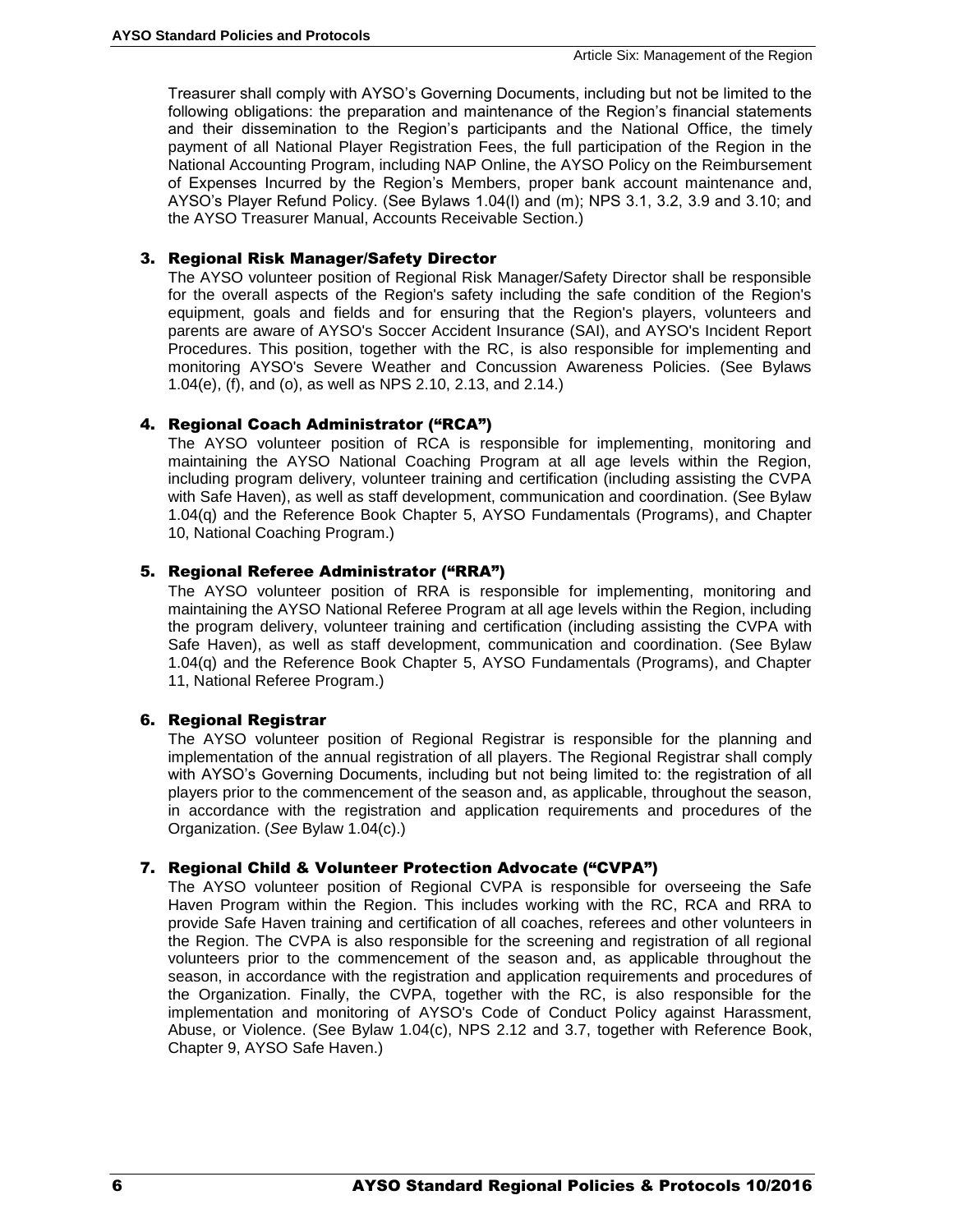Treasurer shall comply with AYSO's Governing Documents, including but not be limited to the following obligations: the preparation and maintenance of the Region's financial statements and their dissemination to the Region's participants and the National Office, the timely payment of all National Player Registration Fees, the full participation of the Region in the National Accounting Program, including NAP Online, the AYSO Policy on the Reimbursement of Expenses Incurred by the Region's Members, proper bank account maintenance and, AYSO's Player Refund Policy. (See Bylaws 1.04(l) and (m); NPS 3.1, 3.2, 3.9 and 3.10; and the AYSO Treasurer Manual, Accounts Receivable Section.)

### 3. Regional Risk Manager/Safety Director

The AYSO volunteer position of Regional Risk Manager/Safety Director shall be responsible for the overall aspects of the Region's safety including the safe condition of the Region's equipment, goals and fields and for ensuring that the Region's players, volunteers and parents are aware of AYSO's Soccer Accident Insurance (SAI), and AYSO's Incident Report Procedures. This position, together with the RC, is also responsible for implementing and monitoring AYSO's Severe Weather and Concussion Awareness Policies. (See Bylaws 1.04(e), (f), and (o), as well as NPS 2.10, 2.13, and 2.14.)

### 4. Regional Coach Administrator ("RCA")

The AYSO volunteer position of RCA is responsible for implementing, monitoring and maintaining the AYSO National Coaching Program at all age levels within the Region, including program delivery, volunteer training and certification (including assisting the CVPA with Safe Haven), as well as staff development, communication and coordination. (See Bylaw 1.04(q) and the Reference Book Chapter 5, AYSO Fundamentals (Programs), and Chapter 10, National Coaching Program.)

### 5. Regional Referee Administrator ("RRA")

The AYSO volunteer position of RRA is responsible for implementing, monitoring and maintaining the AYSO National Referee Program at all age levels within the Region, including the program delivery, volunteer training and certification (including assisting the CVPA with Safe Haven), as well as staff development, communication and coordination. (See Bylaw 1.04(q) and the Reference Book Chapter 5, AYSO Fundamentals (Programs), and Chapter 11, National Referee Program.)

### 6. Regional Registrar

The AYSO volunteer position of Regional Registrar is responsible for the planning and implementation of the annual registration of all players. The Regional Registrar shall comply with AYSO's Governing Documents, including but not being limited to: the registration of all players prior to the commencement of the season and, as applicable, throughout the season, in accordance with the registration and application requirements and procedures of the Organization. (*See* Bylaw 1.04(c).)

### 7. Regional Child & Volunteer Protection Advocate ("CVPA")

The AYSO volunteer position of Regional CVPA is responsible for overseeing the Safe Haven Program within the Region. This includes working with the RC, RCA and RRA to provide Safe Haven training and certification of all coaches, referees and other volunteers in the Region. The CVPA is also responsible for the screening and registration of all regional volunteers prior to the commencement of the season and, as applicable throughout the season, in accordance with the registration and application requirements and procedures of the Organization. Finally, the CVPA, together with the RC, is also responsible for the implementation and monitoring of AYSO's Code of Conduct Policy against Harassment, Abuse, or Violence. (See Bylaw 1.04(c), NPS 2.12 and 3.7, together with Reference Book, Chapter 9, AYSO Safe Haven.)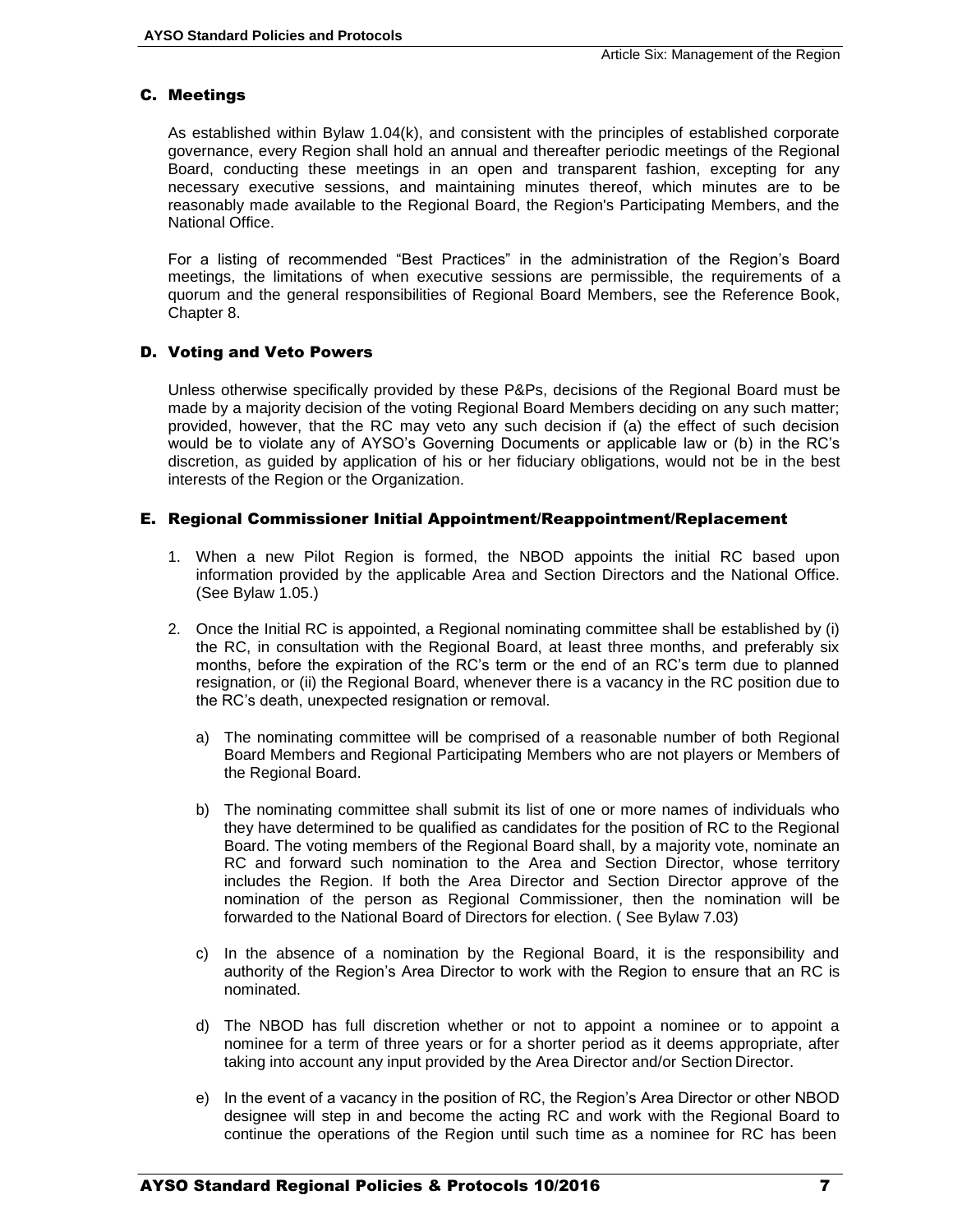### C. Meetings

As established within Bylaw 1.04(k), and consistent with the principles of established corporate governance, every Region shall hold an annual and thereafter periodic meetings of the Regional Board, conducting these meetings in an open and transparent fashion, excepting for any necessary executive sessions, and maintaining minutes thereof, which minutes are to be reasonably made available to the Regional Board, the Region's Participating Members, and the National Office.

For a listing of recommended "Best Practices" in the administration of the Region's Board meetings, the limitations of when executive sessions are permissible, the requirements of a quorum and the general responsibilities of Regional Board Members, see the Reference Book, Chapter 8.

### D. Voting and Veto Powers

Unless otherwise specifically provided by these P&Ps, decisions of the Regional Board must be made by a majority decision of the voting Regional Board Members deciding on any such matter; provided, however, that the RC may veto any such decision if (a) the effect of such decision would be to violate any of AYSO's Governing Documents or applicable law or (b) in the RC's discretion, as guided by application of his or her fiduciary obligations, would not be in the best interests of the Region or the Organization.

### E. Regional Commissioner Initial Appointment/Reappointment/Replacement

1. When a new Pilot Region is formed, the NBOD appoints the initial RC based upon information provided by the applicable Area and Section Directors and the National Office. (See Bylaw 1.05.)

2. Once the Initial RC is appointed, a Regional nominating committee shall be established by (i) the RC, in consultation with the Regional Board, at least three months, and preferably six months, before the expiration of the RC's term or the end of an RC's term due to planned resignation, or (ii) the Regional Board, whenever there is a vacancy in the RC position due to the RC's death, unexpected resignation or removal.

   a) The nominating committee will be comprised of a reasonable number of both Regional Board Members and Regional Participating Members who are not players or Members of the Regional Board.

   b) The nominating committee shall submit its list of one or more names of individuals who they have determined to be qualified as candidates for the position of RC to the Regional Board. The voting members of the Regional Board shall, by a majority vote, nominate an RC and forward such nomination to the Area and Section Director, whose territory includes the Region. If both the Area Director and Section Director approve of the nomination of the person as Regional Commissioner, then the nomination will be forwarded to the National Board of Directors for election. ( See Bylaw 7.03)

   c) In the absence of a nomination by the Regional Board, it is the responsibility and authority of the Region's Area Director to work with the Region to ensure that an RC is nominated.

   d) The NBOD has full discretion whether or not to appoint a nominee or to appoint a nominee for a term of three years or for a shorter period as it deems appropriate, after taking into account any input provided by the Area Director and/or Section Director.

   e) In the event of a vacancy in the position of RC, the Region's Area Director or other NBOD designee will step in and become the acting RC and work with the Regional Board to continue the operations of the Region until such time as a nominee for RC has been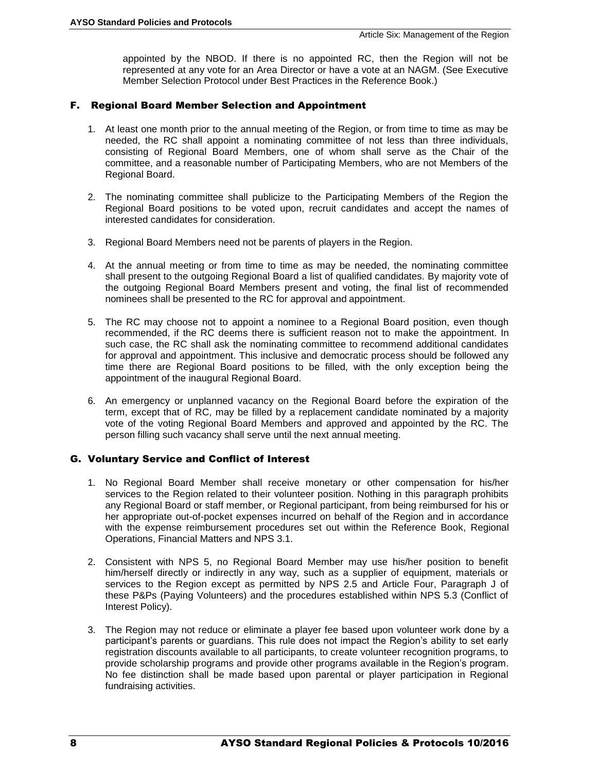appointed by the NBOD. If there is no appointed RC, then the Region will not be represented at any vote for an Area Director or have a vote at an NAGM. (See Executive Member Selection Protocol under Best Practices in the Reference Book.)

## F. Regional Board Member Selection and Appointment

1. At least one month prior to the annual meeting of the Region, or from time to time as may be needed, the RC shall appoint a nominating committee of not less than three individuals, consisting of Regional Board Members, one of whom shall serve as the Chair of the committee, and a reasonable number of Participating Members, who are not Members of the Regional Board.

2. The nominating committee shall publicize to the Participating Members of the Region the Regional Board positions to be voted upon, recruit candidates and accept the names of interested candidates for consideration.

3. Regional Board Members need not be parents of players in the Region.

4. At the annual meeting or from time to time as may be needed, the nominating committee shall present to the outgoing Regional Board a list of qualified candidates. By majority vote of the outgoing Regional Board Members present and voting, the final list of recommended nominees shall be presented to the RC for approval and appointment.

5. The RC may choose not to appoint a nominee to a Regional Board position, even though recommended, if the RC deems there is sufficient reason not to make the appointment. In such case, the RC shall ask the nominating committee to recommend additional candidates for approval and appointment. This inclusive and democratic process should be followed any time there are Regional Board positions to be filled, with the only exception being the appointment of the inaugural Regional Board.

6. An emergency or unplanned vacancy on the Regional Board before the expiration of the term, except that of RC, may be filled by a replacement candidate nominated by a majority vote of the voting Regional Board Members and approved and appointed by the RC. The person filling such vacancy shall serve until the next annual meeting.

## G. Voluntary Service and Conflict of Interest

1. No Regional Board Member shall receive monetary or other compensation for his/her services to the Region related to their volunteer position. Nothing in this paragraph prohibits any Regional Board or staff member, or Regional participant, from being reimbursed for his or her appropriate out-of-pocket expenses incurred on behalf of the Region and in accordance with the expense reimbursement procedures set out within the Reference Book, Regional Operations, Financial Matters and NPS 3.1.

2. Consistent with NPS 5, no Regional Board Member may use his/her position to benefit him/herself directly or indirectly in any way, such as a supplier of equipment, materials or services to the Region except as permitted by NPS 2.5 and Article Four, Paragraph J of these P&Ps (Paying Volunteers) and the procedures established within NPS 5.3 (Conflict of Interest Policy).

3. The Region may not reduce or eliminate a player fee based upon volunteer work done by a participant's parents or guardians. This rule does not impact the Region's ability to set early registration discounts available to all participants, to create volunteer recognition programs, to provide scholarship programs and provide other programs available in the Region's program. No fee distinction shall be made based upon parental or player participation in Regional fundraising activities.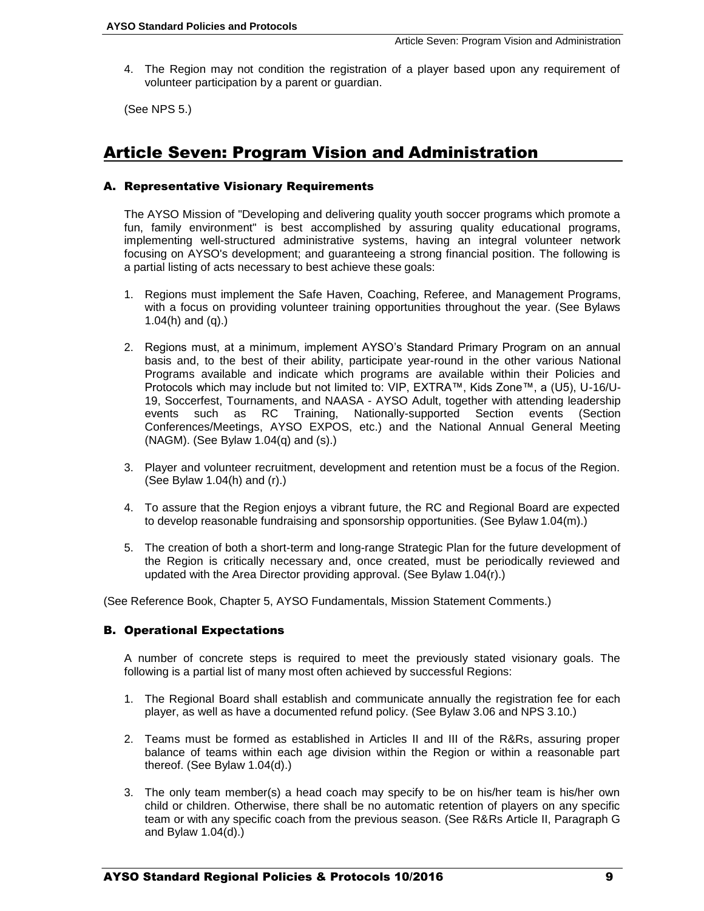4. The Region may not condition the registration of a player based upon any requirement of volunteer participation by a parent or guardian.

(See NPS 5.)

# Article Seven: Program Vision and Administration

## A. Representative Visionary Requirements

The AYSO Mission of "Developing and delivering quality youth soccer programs which promote a fun, family environment" is best accomplished by assuring quality educational programs, implementing well-structured administrative systems, having an integral volunteer network focusing on AYSO's development; and guaranteeing a strong financial position. The following is a partial listing of acts necessary to best achieve these goals:

1. Regions must implement the Safe Haven, Coaching, Referee, and Management Programs, with a focus on providing volunteer training opportunities throughout the year. (See Bylaws 1.04(h) and (q).)

2. Regions must, at a minimum, implement AYSO's Standard Primary Program on an annual basis and, to the best of their ability, participate year-round in the other various National Programs available and indicate which programs are available within their Policies and Protocols which may include but not limited to: VIP, EXTRA™, Kids Zone™, a (U5), U-16/U-19, Soccerfest, Tournaments, and NAASA - AYSO Adult, together with attending leadership events such as RC Training, Nationally-supported Section events (Section Conferences/Meetings, AYSO EXPOS, etc.) and the National Annual General Meeting (NAGM). (See Bylaw 1.04(q) and (s).)

3. Player and volunteer recruitment, development and retention must be a focus of the Region. (See Bylaw 1.04(h) and (r).)

4. To assure that the Region enjoys a vibrant future, the RC and Regional Board are expected to develop reasonable fundraising and sponsorship opportunities. (See Bylaw 1.04(m).)

5. The creation of both a short-term and long-range Strategic Plan for the future development of the Region is critically necessary and, once created, must be periodically reviewed and updated with the Area Director providing approval. (See Bylaw 1.04(r).)

(See Reference Book, Chapter 5, AYSO Fundamentals, Mission Statement Comments.)

## B. Operational Expectations

A number of concrete steps is required to meet the previously stated visionary goals. The following is a partial list of many most often achieved by successful Regions:

1. The Regional Board shall establish and communicate annually the registration fee for each player, as well as have a documented refund policy. (See Bylaw 3.06 and NPS 3.10.)

2. Teams must be formed as established in Articles II and III of the R&Rs, assuring proper balance of teams within each age division within the Region or within a reasonable part thereof. (See Bylaw 1.04(d).)

3. The only team member(s) a head coach may specify to be on his/her team is his/her own child or children. Otherwise, there shall be no automatic retention of players on any specific team or with any specific coach from the previous season. (See R&Rs Article II, Paragraph G and Bylaw 1.04(d).)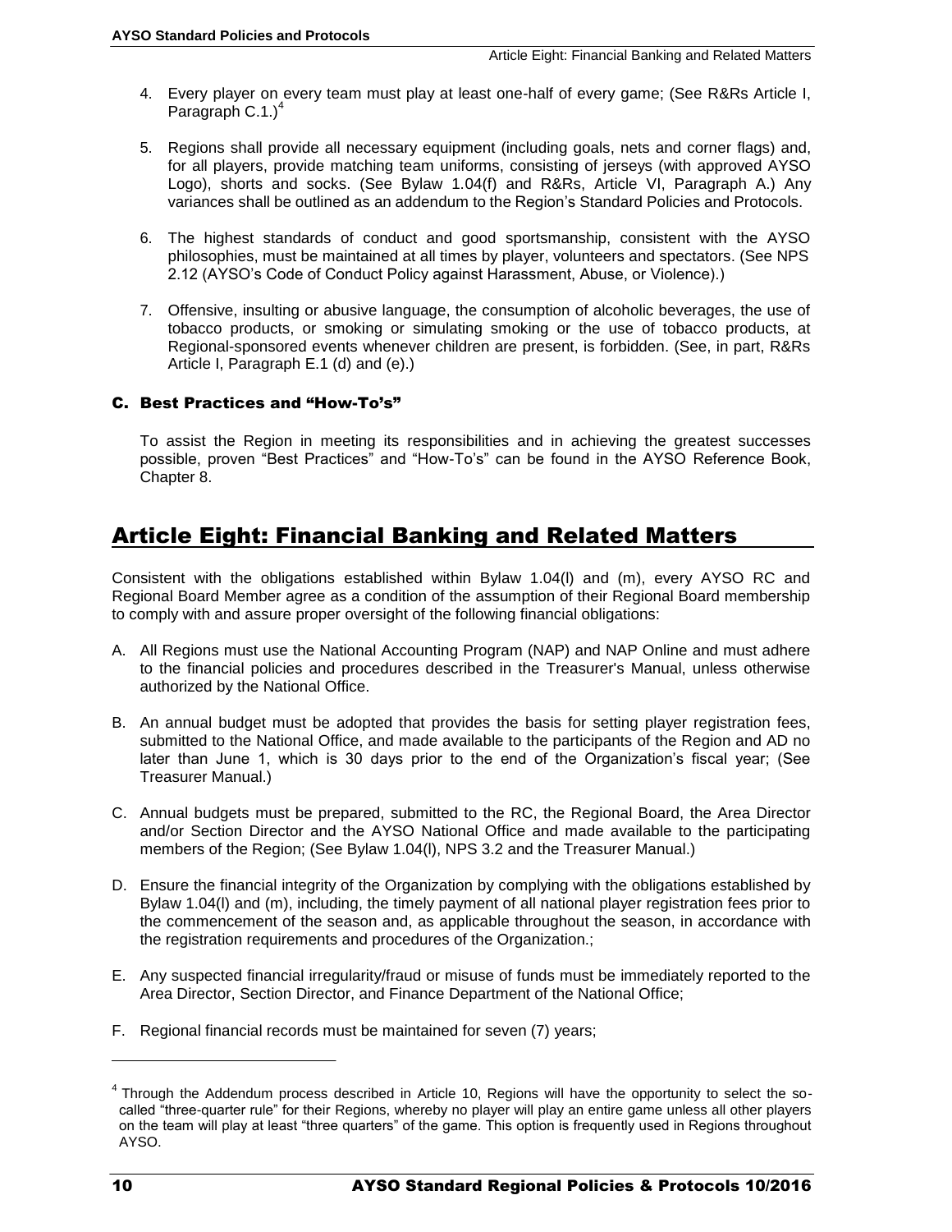4. Every player on every team must play at least one-half of every game; (See R&Rs Article I, Paragraph C.1.)[4]

5. Regions shall provide all necessary equipment (including goals, nets and corner flags) and, for all players, provide matching team uniforms, consisting of jerseys (with approved AYSO Logo), shorts and socks. (See Bylaw 1.04(f) and R&Rs, Article VI, Paragraph A.) Any variances shall be outlined as an addendum to the Region's Standard Policies and Protocols.

6. The highest standards of conduct and good sportsmanship, consistent with the AYSO philosophies, must be maintained at all times by player, volunteers and spectators. (See NPS 2.12 (AYSO's Code of Conduct Policy against Harassment, Abuse, or Violence).)

7. Offensive, insulting or abusive language, the consumption of alcoholic beverages, the use of tobacco products, or smoking or simulating smoking or the use of tobacco products, at Regional-sponsored events whenever children are present, is forbidden. (See, in part, R&Rs Article I, Paragraph E.1 (d) and (e).)

### C. Best Practices and "How-To's"

To assist the Region in meeting its responsibilities and in achieving the greatest successes possible, proven "Best Practices" and "How-To's" can be found in the AYSO Reference Book, Chapter 8.

## Article Eight: Financial Banking and Related Matters

Consistent with the obligations established within Bylaw 1.04(l) and (m), every AYSO RC and Regional Board Member agree as a condition of the assumption of their Regional Board membership to comply with and assure proper oversight of the following financial obligations:

A. All Regions must use the National Accounting Program (NAP) and NAP Online and must adhere to the financial policies and procedures described in the Treasurer's Manual, unless otherwise authorized by the National Office.

B. An annual budget must be adopted that provides the basis for setting player registration fees, submitted to the National Office, and made available to the participants of the Region and AD no later than June 1, which is 30 days prior to the end of the Organization's fiscal year; (See Treasurer Manual.)

C. Annual budgets must be prepared, submitted to the RC, the Regional Board, the Area Director and/or Section Director and the AYSO National Office and made available to the participating members of the Region; (See Bylaw 1.04(l), NPS 3.2 and the Treasurer Manual.)

D. Ensure the financial integrity of the Organization by complying with the obligations established by Bylaw 1.04(l) and (m), including, the timely payment of all national player registration fees prior to the commencement of the season and, as applicable throughout the season, in accordance with the registration requirements and procedures of the Organization.;

E. Any suspected financial irregularity/fraud or misuse of funds must be immediately reported to the Area Director, Section Director, and Finance Department of the National Office;

F. Regional financial records must be maintained for seven (7) years;

---

[4] Through the Addendum process described in Article 10, Regions will have the opportunity to select the so-called "three-quarter rule" for their Regions, whereby no player will play an entire game unless all other players on the team will play at least "three quarters" of the game. This option is frequently used in Regions throughout AYSO.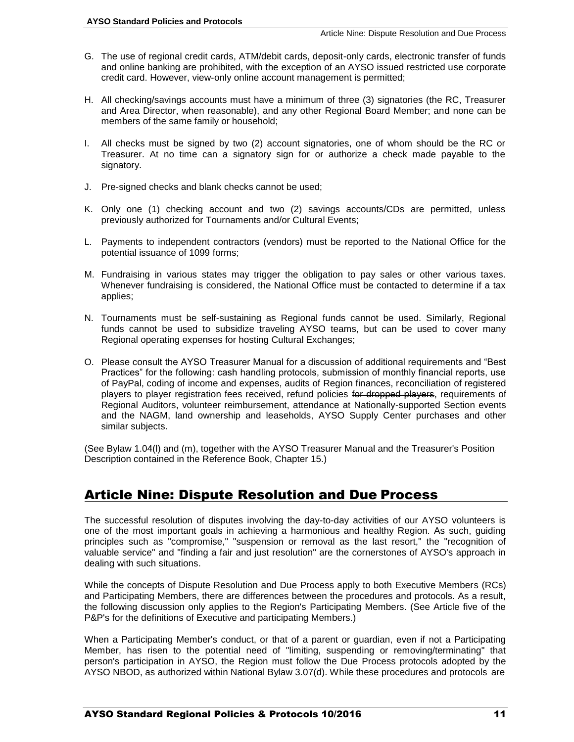G. The use of regional credit cards, ATM/debit cards, deposit-only cards, electronic transfer of funds and online banking are prohibited, with the exception of an AYSO issued restricted use corporate credit card. However, view-only online account management is permitted;

H. All checking/savings accounts must have a minimum of three (3) signatories (the RC, Treasurer and Area Director, when reasonable), and any other Regional Board Member; and none can be members of the same family or household;

I. All checks must be signed by two (2) account signatories, one of whom should be the RC or Treasurer. At no time can a signatory sign for or authorize a check made payable to the signatory.

J. Pre-signed checks and blank checks cannot be used;

K. Only one (1) checking account and two (2) savings accounts/CDs are permitted, unless previously authorized for Tournaments and/or Cultural Events;

L. Payments to independent contractors (vendors) must be reported to the National Office for the potential issuance of 1099 forms;

M. Fundraising in various states may trigger the obligation to pay sales or other various taxes. Whenever fundraising is considered, the National Office must be contacted to determine if a tax applies;

N. Tournaments must be self-sustaining as Regional funds cannot be used. Similarly, Regional funds cannot be used to subsidize traveling AYSO teams, but can be used to cover many Regional operating expenses for hosting Cultural Exchanges;

O. Please consult the AYSO Treasurer Manual for a discussion of additional requirements and "Best Practices" for the following: cash handling protocols, submission of monthly financial reports, use of PayPal, coding of income and expenses, audits of Region finances, reconciliation of registered players to player registration fees received, refund policies ~~for dropped players~~, requirements of Regional Auditors, volunteer reimbursement, attendance at Nationally-supported Section events and the NAGM, land ownership and leaseholds, AYSO Supply Center purchases and other similar subjects.

(See Bylaw 1.04(l) and (m), together with the AYSO Treasurer Manual and the Treasurer's Position Description contained in the Reference Book, Chapter 15.)

# Article Nine: Dispute Resolution and Due Process

The successful resolution of disputes involving the day-to-day activities of our AYSO volunteers is one of the most important goals in achieving a harmonious and healthy Region. As such, guiding principles such as "compromise," "suspension or removal as the last resort," the "recognition of valuable service" and "finding a fair and just resolution" are the cornerstones of AYSO's approach in dealing with such situations.

While the concepts of Dispute Resolution and Due Process apply to both Executive Members (RCs) and Participating Members, there are differences between the procedures and protocols. As a result, the following discussion only applies to the Region's Participating Members. (See Article five of the P&P's for the definitions of Executive and participating Members.)

When a Participating Member's conduct, or that of a parent or guardian, even if not a Participating Member, has risen to the potential need of "limiting, suspending or removing/terminating" that person's participation in AYSO, the Region must follow the Due Process protocols adopted by the AYSO NBOD, as authorized within National Bylaw 3.07(d). While these procedures and protocols are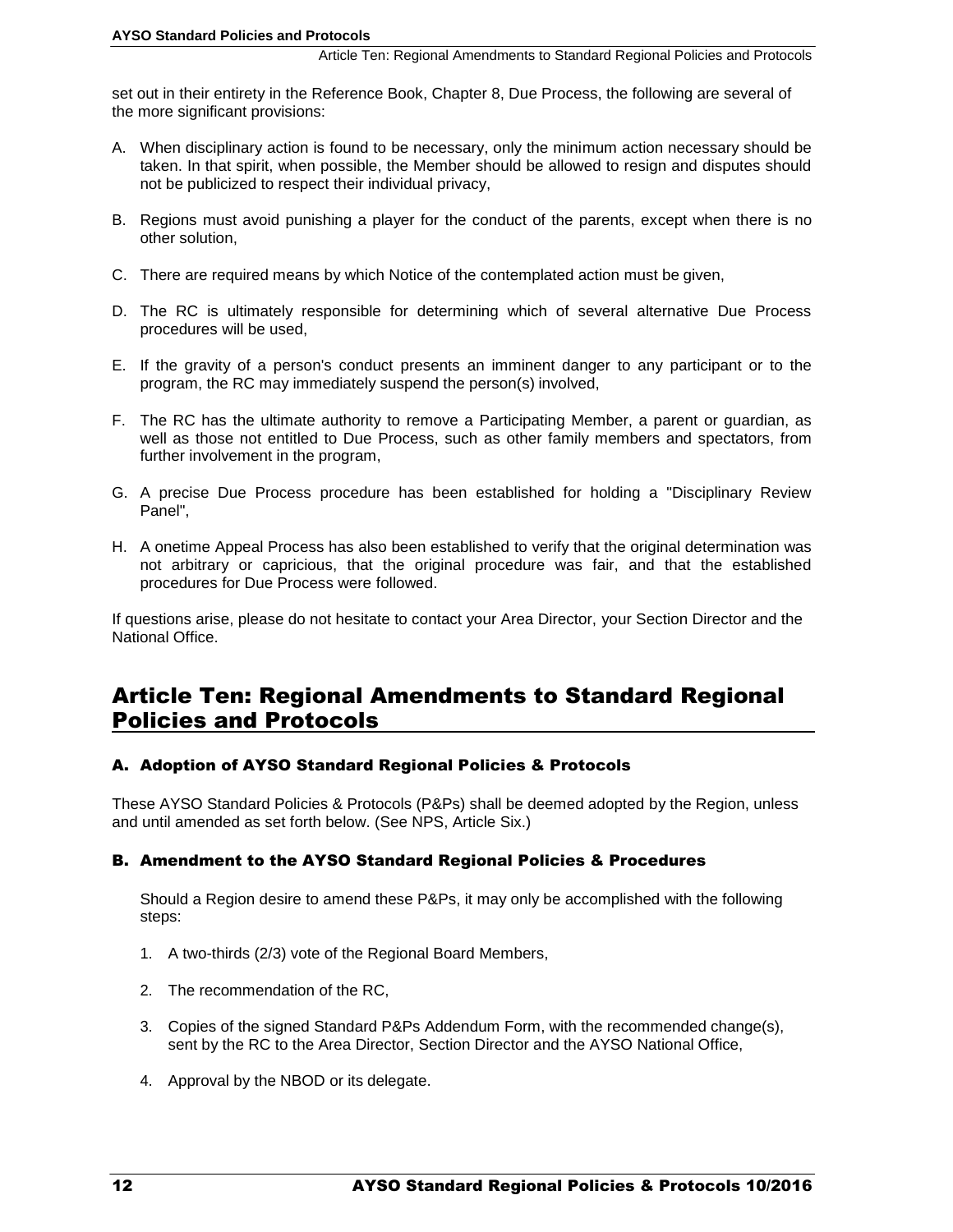set out in their entirety in the Reference Book, Chapter 8, Due Process, the following are several of the more significant provisions:

A. When disciplinary action is found to be necessary, only the minimum action necessary should be taken. In that spirit, when possible, the Member should be allowed to resign and disputes should not be publicized to respect their individual privacy,

B. Regions must avoid punishing a player for the conduct of the parents, except when there is no other solution,

C. There are required means by which Notice of the contemplated action must be given,

D. The RC is ultimately responsible for determining which of several alternative Due Process procedures will be used,

E. If the gravity of a person's conduct presents an imminent danger to any participant or to the program, the RC may immediately suspend the person(s) involved,

F. The RC has the ultimate authority to remove a Participating Member, a parent or guardian, as well as those not entitled to Due Process, such as other family members and spectators, from further involvement in the program,

G. A precise Due Process procedure has been established for holding a "Disciplinary Review Panel",

H. A onetime Appeal Process has also been established to verify that the original determination was not arbitrary or capricious, that the original procedure was fair, and that the established procedures for Due Process were followed.

If questions arise, please do not hesitate to contact your Area Director, your Section Director and the National Office.

# Article Ten: Regional Amendments to Standard Regional Policies and Protocols

### A. Adoption of AYSO Standard Regional Policies & Protocols

These AYSO Standard Policies & Protocols (P&Ps) shall be deemed adopted by the Region, unless and until amended as set forth below. (See NPS, Article Six.)

### B. Amendment to the AYSO Standard Regional Policies & Procedures

Should a Region desire to amend these P&Ps, it may only be accomplished with the following steps:

1. A two-thirds (2/3) vote of the Regional Board Members,
2. The recommendation of the RC,
3. Copies of the signed Standard P&Ps Addendum Form, with the recommended change(s), sent by the RC to the Area Director, Section Director and the AYSO National Office,
4. Approval by the NBOD or its delegate.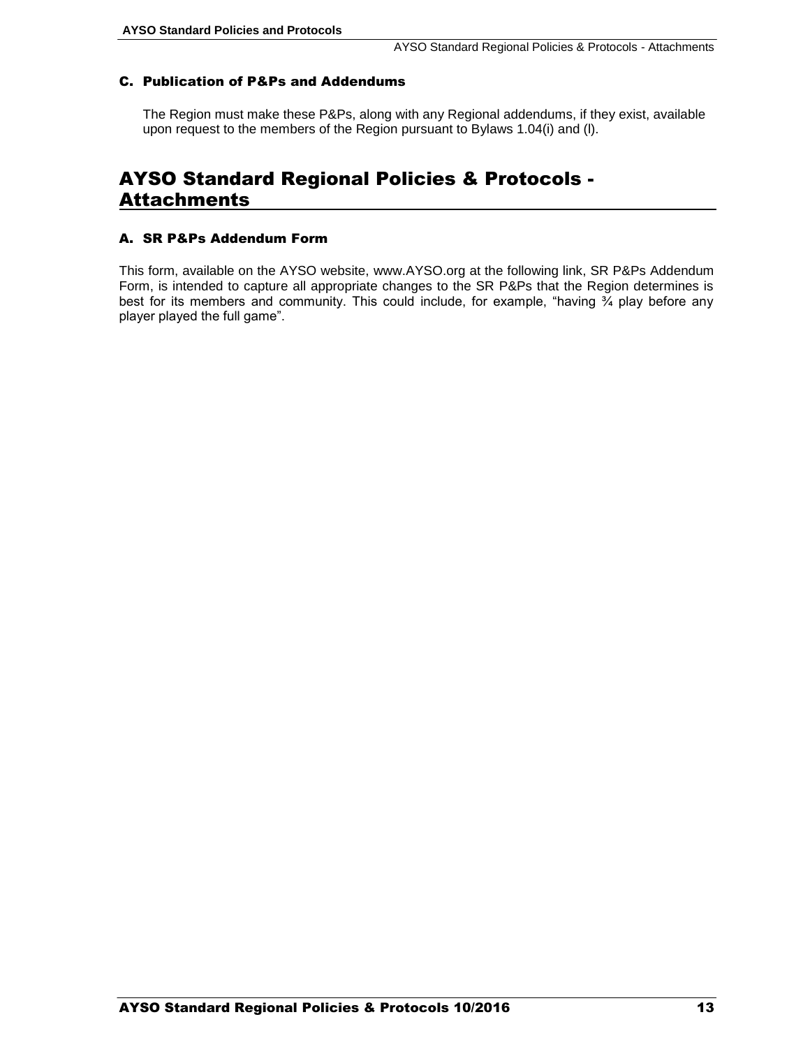### C. Publication of P&Ps and Addendums

The Region must make these P&Ps, along with any Regional addendums, if they exist, available upon request to the members of the Region pursuant to Bylaws 1.04(i) and (l).

## AYSO Standard Regional Policies & Protocols - Attachments

### A. SR P&Ps Addendum Form

This form, available on the AYSO website, www.AYSO.org at the following link, SR P&Ps Addendum Form, is intended to capture all appropriate changes to the SR P&Ps that the Region determines is best for its members and community. This could include, for example, "having ¾ play before any player played the full game".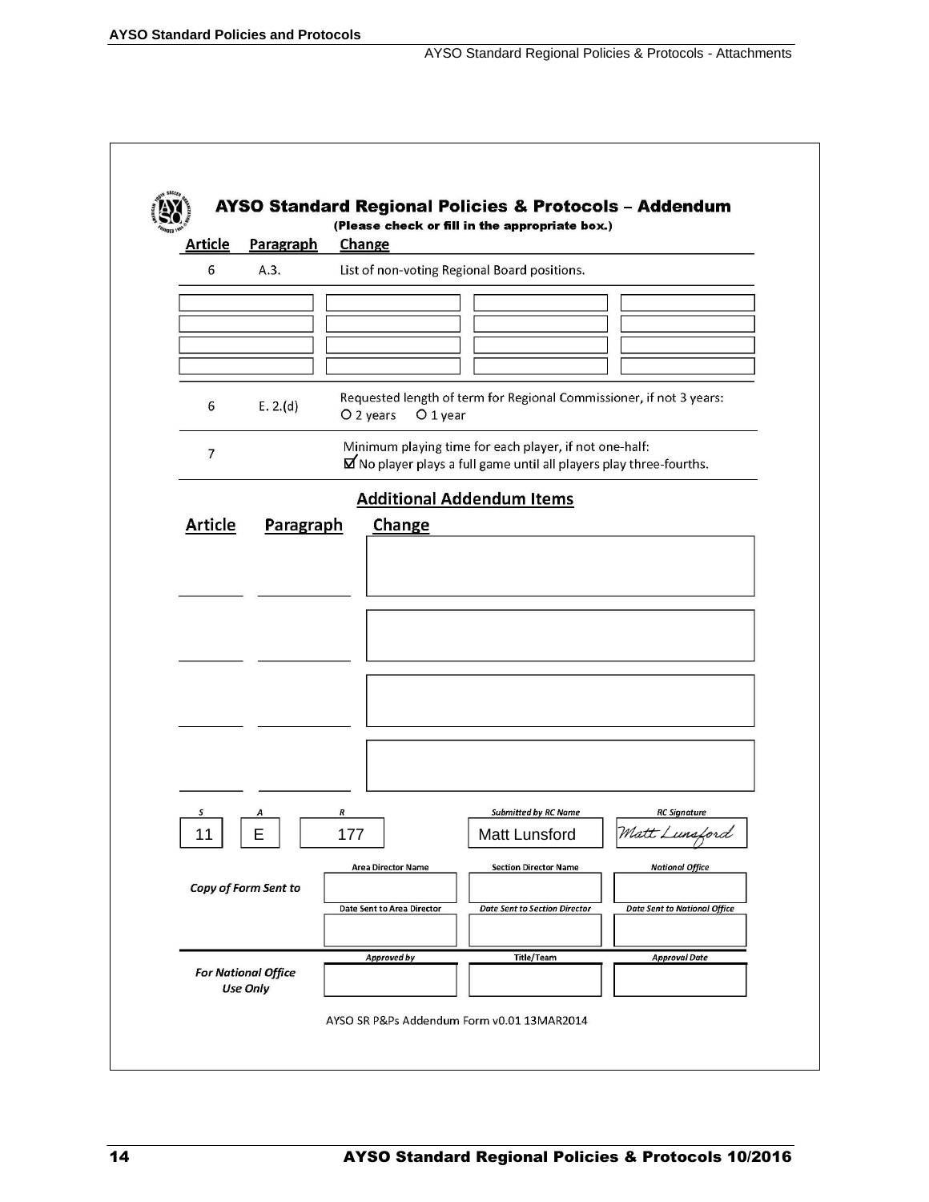# AYSO Standard Regional Policies & Protocols – Addendum

**(Please check or fill in the appropriate box.)**

| Article | Paragraph | Change |
|---|---|---|
| 6 | A.3. | List of non-voting Regional Board positions. |

| | | | |
|---|---|---|---|
| | | | |
| | | | |
| | | | |
| | | | |

| Article | Paragraph | Change |
|---|---|---|
| 6 | E. 2.(d) | Requested length of term for Regional Commissioner, if not 3 years: ○ 2 years ○ 1 year |
| 7 | | Minimum playing time for each player, if not one-half: ☑ No player plays a full game until all players play three-fourths. |

## Additional Addendum Items

| Article | Paragraph | Change |
|---|---|---|
| | | |
| | | |
| | | |
| | | |

| S | A | R | Submitted by RC Name | RC Signature |
|---|---|---|---|---|
| 11 | E | 177 | Matt Lunsford | *Matt Lunsford* |

| | Area Director Name | Section Director Name | National Office |
|---|---|---|---|
| ***Copy of Form Sent to*** | | | |
| | **Date Sent to Area Director** | **Date Sent to Section Director** | **Date Sent to National Office** |
| | | | |

| | Approved by | Title/Team | Approval Date |
|---|---|---|---|
| ***For National Office Use Only*** | | | |

AYSO SR P&Ps Addendum Form v0.01 13MAR2014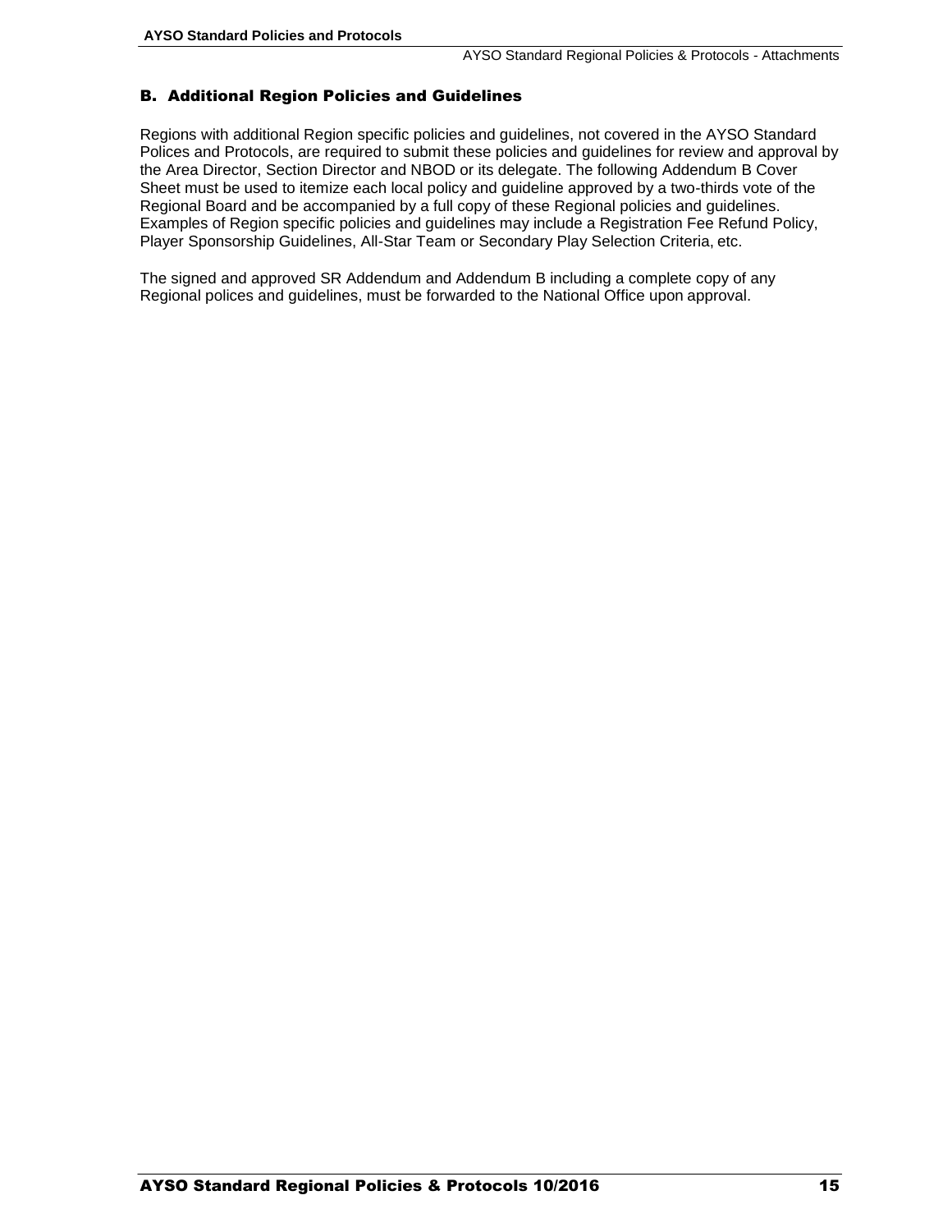## B. Additional Region Policies and Guidelines

Regions with additional Region specific policies and guidelines, not covered in the AYSO Standard Polices and Protocols, are required to submit these policies and guidelines for review and approval by the Area Director, Section Director and NBOD or its delegate. The following Addendum B Cover Sheet must be used to itemize each local policy and guideline approved by a two-thirds vote of the Regional Board and be accompanied by a full copy of these Regional policies and guidelines. Examples of Region specific policies and guidelines may include a Registration Fee Refund Policy, Player Sponsorship Guidelines, All-Star Team or Secondary Play Selection Criteria, etc.

The signed and approved SR Addendum and Addendum B including a complete copy of any Regional polices and guidelines, must be forwarded to the National Office upon approval.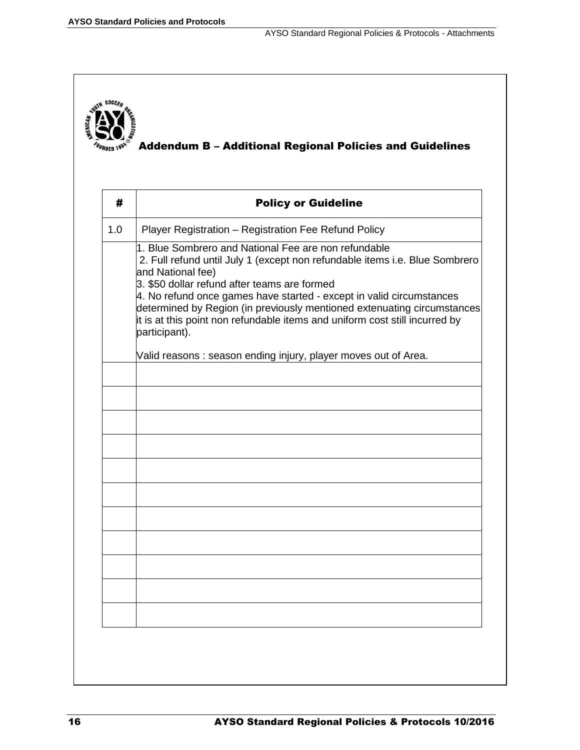## Addendum B – Additional Regional Policies and Guidelines

| # | Policy or Guideline |
| --- | --- |
| 1.0 | Player Registration – Registration Fee Refund Policy |
| | 1. Blue Sombrero and National Fee are non refundable<br>2. Full refund until July 1 (except non refundable items i.e. Blue Sombrero and National fee)<br>3. $50 dollar refund after teams are formed<br>4. No refund once games have started - except in valid circumstances determined by Region (in previously mentioned extenuating circumstances it is at this point non refundable items and uniform cost still incurred by participant).<br><br>Valid reasons : season ending injury, player moves out of Area. |
| | |
| | |
| | |
| | |
| | |
| | |
| | |
| | |
| | |
| | |
| | |